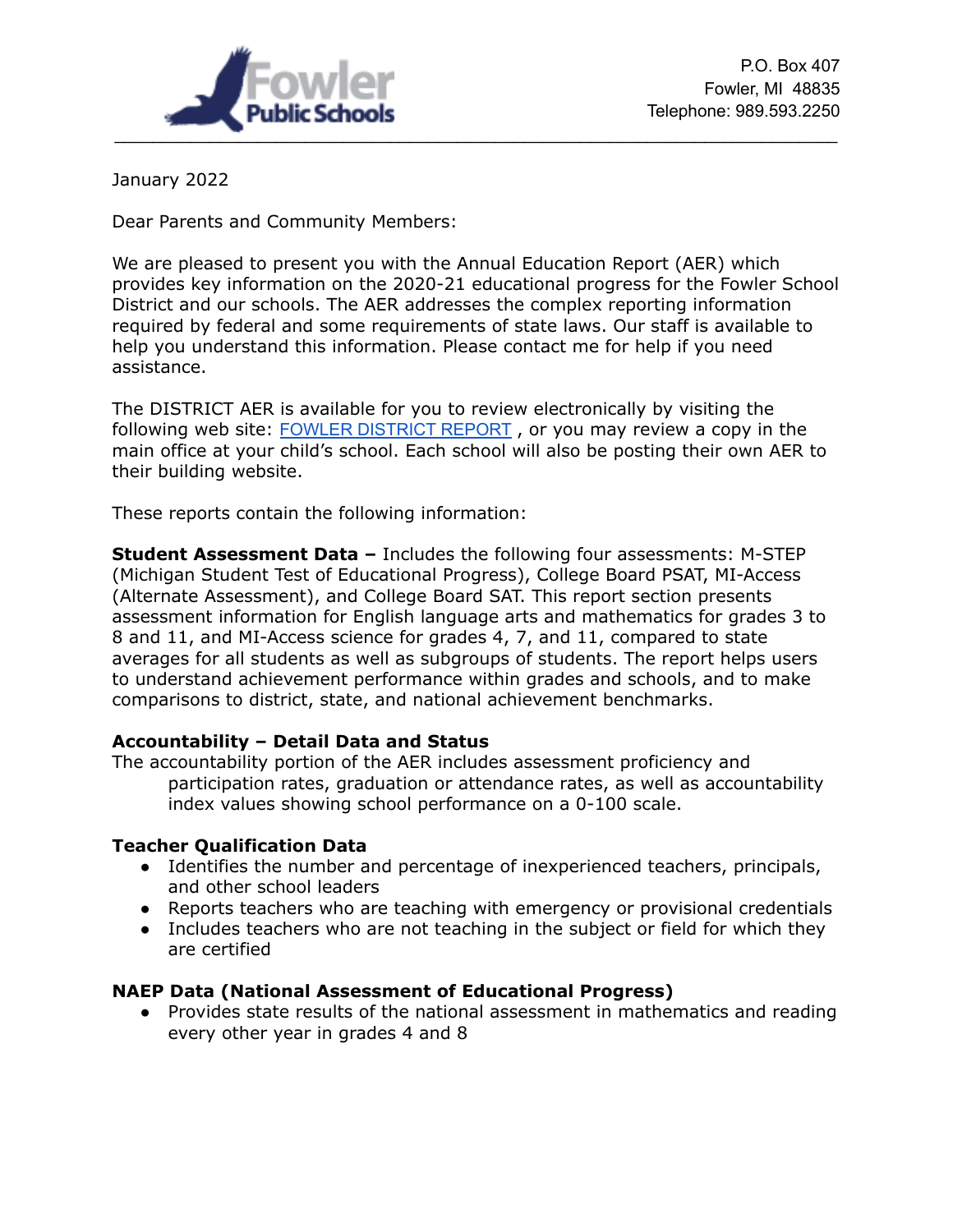Fowler Public Schools

P.O. Box 407
Fowler, MI 48835
Telephone: 989.593.2250

---

January 2022

Dear Parents and Community Members:

We are pleased to present you with the Annual Education Report (AER) which provides key information on the 2020-21 educational progress for the Fowler School District and our schools. The AER addresses the complex reporting information required by federal and some requirements of state laws. Our staff is available to help you understand this information. Please contact me for help if you need assistance.

The DISTRICT AER is available for you to review electronically by visiting the following web site: FOWLER DISTRICT REPORT , or you may review a copy in the main office at your child's school. Each school will also be posting their own AER to their building website.

These reports contain the following information:

**Student Assessment Data –** Includes the following four assessments: M-STEP (Michigan Student Test of Educational Progress), College Board PSAT, MI-Access (Alternate Assessment), and College Board SAT. This report section presents assessment information for English language arts and mathematics for grades 3 to 8 and 11, and MI-Access science for grades 4, 7, and 11, compared to state averages for all students as well as subgroups of students. The report helps users to understand achievement performance within grades and schools, and to make comparisons to district, state, and national achievement benchmarks.

**Accountability – Detail Data and Status**
The accountability portion of the AER includes assessment proficiency and participation rates, graduation or attendance rates, as well as accountability index values showing school performance on a 0-100 scale.

**Teacher Qualification Data**

- Identifies the number and percentage of inexperienced teachers, principals, and other school leaders
- Reports teachers who are teaching with emergency or provisional credentials
- Includes teachers who are not teaching in the subject or field for which they are certified

**NAEP Data (National Assessment of Educational Progress)**

- Provides state results of the national assessment in mathematics and reading every other year in grades 4 and 8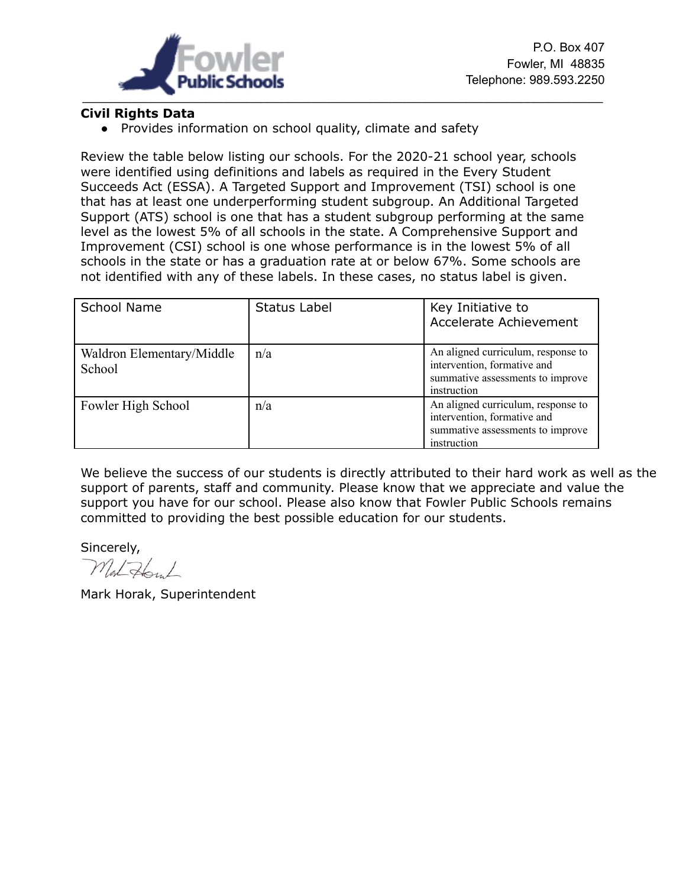P.O. Box 407
Fowler, MI 48835
Telephone: 989.593.2250

**Civil Rights Data**

- Provides information on school quality, climate and safety

Review the table below listing our schools. For the 2020-21 school year, schools were identified using definitions and labels as required in the Every Student Succeeds Act (ESSA). A Targeted Support and Improvement (TSI) school is one that has at least one underperforming student subgroup. An Additional Targeted Support (ATS) school is one that has a student subgroup performing at the same level as the lowest 5% of all schools in the state. A Comprehensive Support and Improvement (CSI) school is one whose performance is in the lowest 5% of all schools in the state or has a graduation rate at or below 67%. Some schools are not identified with any of these labels. In these cases, no status label is given.

| School Name | Status Label | Key Initiative to Accelerate Achievement |
|---|---|---|
| Waldron Elementary/Middle School | n/a | An aligned curriculum, response to intervention, formative and summative assessments to improve instruction |
| Fowler High School | n/a | An aligned curriculum, response to intervention, formative and summative assessments to improve instruction |

We believe the success of our students is directly attributed to their hard work as well as the support of parents, staff and community. Please know that we appreciate and value the support you have for our school. Please also know that Fowler Public Schools remains committed to providing the best possible education for our students.

Sincerely,

Mark Horak, Superintendent